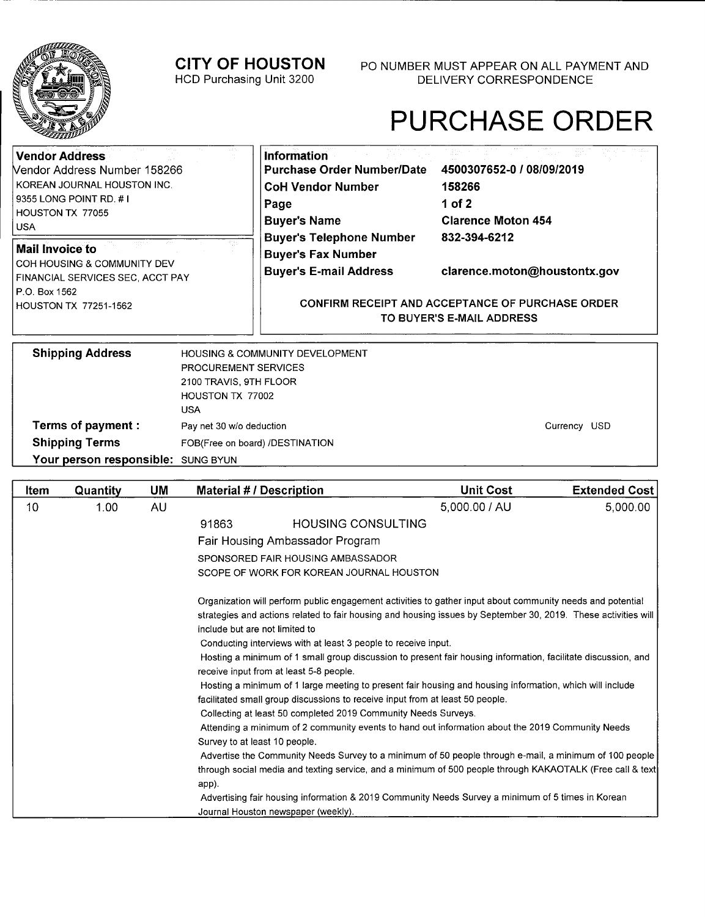# CITY OF HOUSTON

HCD Purchasing Unit 3200

PO NUMBER MUST APPEAR ON ALL PAYMENT AND DELIVERY CORRESPONDENCE

# PURCHASE ORDER

**Vendor Address**
Vendor Address Number 158266
KOREAN JOURNAL HOUSTON INC.
9355 LONG POINT RD. # I
HOUSTON TX 77055
USA

**Mail Invoice to**
COH HOUSING & COMMUNITY DEV
FINANCIAL SERVICES SEC, ACCT PAY
P.O. Box 1562
HOUSTON TX 77251-1562

**Information**

| | |
|---|---|
| **Purchase Order Number/Date** | **4500307652-0 / 08/09/2019** |
| **CoH Vendor Number** | **158266** |
| **Page** | **1 of 2** |
| **Buyer's Name** | **Clarence Moton 454** |
| **Buyer's Telephone Number** | **832-394-6212** |
| **Buyer's Fax Number** | |
| **Buyer's E-mail Address** | **clarence.moton@houstontx.gov** |

**CONFIRM RECEIPT AND ACCEPTANCE OF PURCHASE ORDER TO BUYER'S E-MAIL ADDRESS**

**Shipping Address**
HOUSING & COMMUNITY DEVELOPMENT
PROCUREMENT SERVICES
2100 TRAVIS, 9TH FLOOR
HOUSTON TX 77002
USA

**Terms of payment :** Pay net 30 w/o deduction — Currency USD

**Shipping Terms** FOB(Free on board) /DESTINATION

**Your person responsible:** SUNG BYUN

| Item | Quantity | UM | Material # / Description | Unit Cost | Extended Cost |
|---|---|---|---|---|---|
| 10 | 1.00 | AU | | 5,000.00 / AU | 5,000.00 |

91863 HOUSING CONSULTING

Fair Housing Ambassador Program

SPONSORED FAIR HOUSING AMBASSADOR
SCOPE OF WORK FOR KOREAN JOURNAL HOUSTON

Organization will perform public engagement activities to gather input about community needs and potential strategies and actions related to fair housing and housing issues by September 30, 2019. These activities will include but are not limited to

Conducting interviews with at least 3 people to receive input.

Hosting a minimum of 1 small group discussion to present fair housing information, facilitate discussion, and receive input from at least 5-8 people.

Hosting a minimum of 1 large meeting to present fair housing and housing information, which will include facilitated small group discussions to receive input from at least 50 people.

Collecting at least 50 completed 2019 Community Needs Surveys.

Attending a minimum of 2 community events to hand out information about the 2019 Community Needs Survey to at least 10 people.

Advertise the Community Needs Survey to a minimum of 50 people through e-mail, a minimum of 100 people through social media and texting service, and a minimum of 500 people through KAKAOTALK (Free call & text app).

Advertising fair housing information & 2019 Community Needs Survey a minimum of 5 times in Korean Journal Houston newspaper (weekly).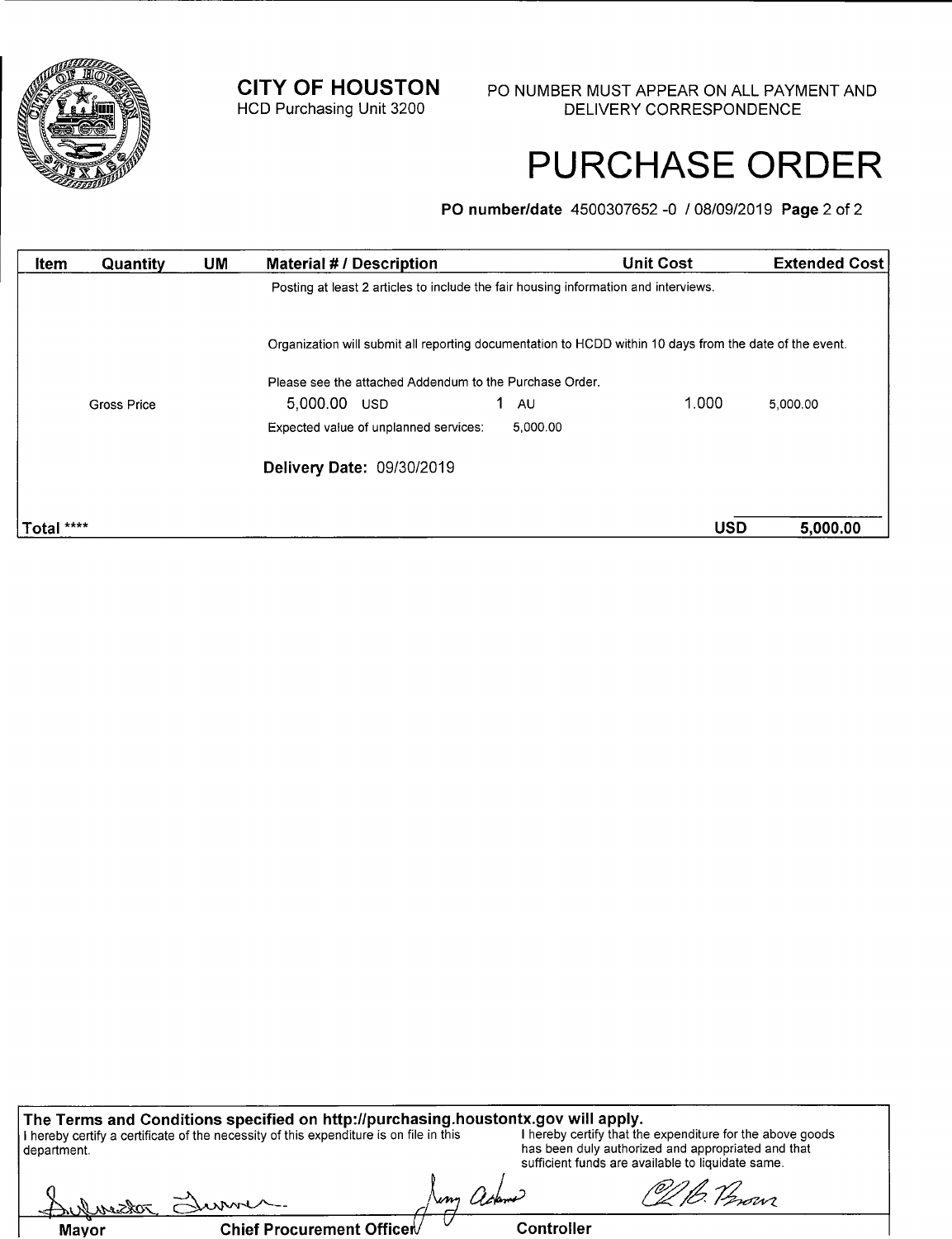**CITY OF HOUSTON**
HCD Purchasing Unit 3200

PO NUMBER MUST APPEAR ON ALL PAYMENT AND DELIVERY CORRESPONDENCE

# PURCHASE ORDER

**PO number/date** 4500307652 -0 / 08/09/2019 **Page** 2 of 2

| Item | Quantity | UM | Material # / Description | | | Unit Cost | Extended Cost |
|---|---|---|---|---|---|---|---|
| | | | Posting at least 2 articles to include the fair housing information and interviews. | | | | |
| | | | Organization will submit all reporting documentation to HCDD within 10 days from the date of the event. | | | | |
| | | | Please see the attached Addendum to the Purchase Order. | | | | |
| | Gross Price | | 5,000.00 USD | 1 | AU | 1.000 | 5,000.00 |
| | | | Expected value of unplanned services: | 5,000.00 | | | |
| | | | **Delivery Date:** 09/30/2019 | | | | |
| **Total** **** | | | | | | **USD** | **5,000.00** |

**The Terms and Conditions specified on http://purchasing.houstontx.gov will apply.**

I hereby certify a certificate of the necessity of this expenditure is on file in this department.

I hereby certify that the expenditure for the above goods has been duly authorized and appropriated and that sufficient funds are available to liquidate same.

| Mayor | Chief Procurement Officer | Controller |
|---|---|---|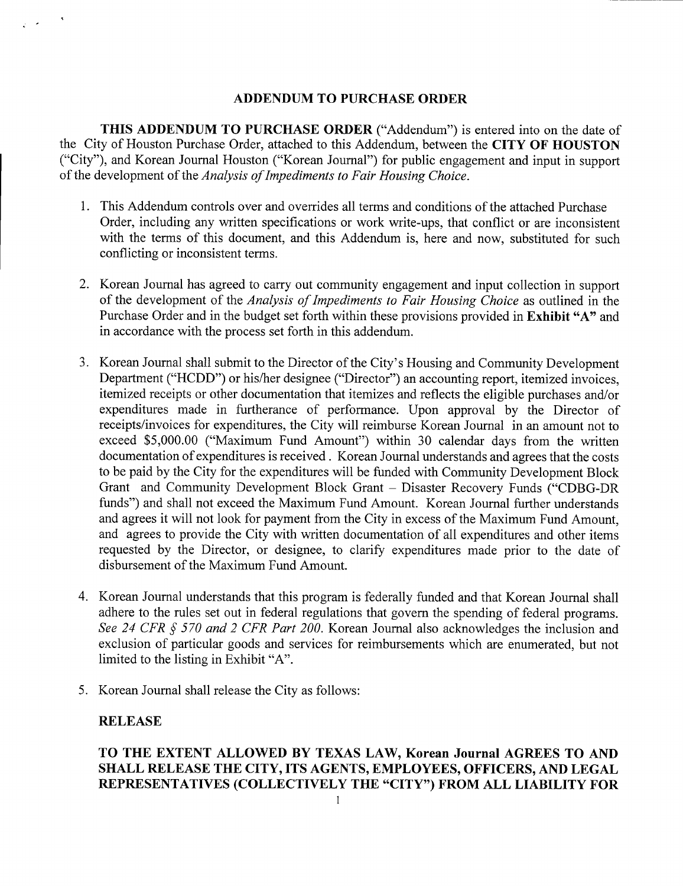## ADDENDUM TO PURCHASE ORDER

**THIS ADDENDUM TO PURCHASE ORDER** ("Addendum") is entered into on the date of the City of Houston Purchase Order, attached to this Addendum, between the **CITY OF HOUSTON** ("City"), and Korean Journal Houston ("Korean Journal") for public engagement and input in support of the development of the *Analysis of Impediments to Fair Housing Choice*.

1. This Addendum controls over and overrides all terms and conditions of the attached Purchase Order, including any written specifications or work write-ups, that conflict or are inconsistent with the terms of this document, and this Addendum is, here and now, substituted for such conflicting or inconsistent terms.

2. Korean Journal has agreed to carry out community engagement and input collection in support of the development of the *Analysis of Impediments to Fair Housing Choice* as outlined in the Purchase Order and in the budget set forth within these provisions provided in **Exhibit "A"** and in accordance with the process set forth in this addendum.

3. Korean Journal shall submit to the Director of the City's Housing and Community Development Department ("HCDD") or his/her designee ("Director") an accounting report, itemized invoices, itemized receipts or other documentation that itemizes and reflects the eligible purchases and/or expenditures made in furtherance of performance. Upon approval by the Director of receipts/invoices for expenditures, the City will reimburse Korean Journal in an amount not to exceed $5,000.00 ("Maximum Fund Amount") within 30 calendar days from the written documentation of expenditures is received . Korean Journal understands and agrees that the costs to be paid by the City for the expenditures will be funded with Community Development Block Grant and Community Development Block Grant – Disaster Recovery Funds ("CDBG-DR funds") and shall not exceed the Maximum Fund Amount. Korean Journal further understands and agrees it will not look for payment from the City in excess of the Maximum Fund Amount, and agrees to provide the City with written documentation of all expenditures and other items requested by the Director, or designee, to clarify expenditures made prior to the date of disbursement of the Maximum Fund Amount.

4. Korean Journal understands that this program is federally funded and that Korean Journal shall adhere to the rules set out in federal regulations that govern the spending of federal programs. *See 24 CFR § 570 and 2 CFR Part 200.* Korean Journal also acknowledges the inclusion and exclusion of particular goods and services for reimbursements which are enumerated, but not limited to the listing in Exhibit "A".

5. Korean Journal shall release the City as follows:

**RELEASE**

**TO THE EXTENT ALLOWED BY TEXAS LAW, Korean Journal AGREES TO AND SHALL RELEASE THE CITY, ITS AGENTS, EMPLOYEES, OFFICERS, AND LEGAL REPRESENTATIVES (COLLECTIVELY THE "CITY") FROM ALL LIABILITY FOR**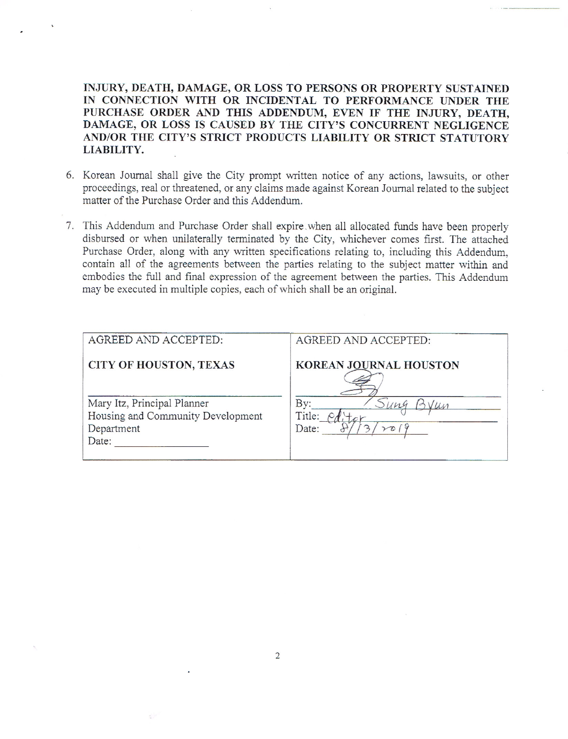**INJURY, DEATH, DAMAGE, OR LOSS TO PERSONS OR PROPERTY SUSTAINED IN CONNECTION WITH OR INCIDENTAL TO PERFORMANCE UNDER THE PURCHASE ORDER AND THIS ADDENDUM, EVEN IF THE INJURY, DEATH, DAMAGE, OR LOSS IS CAUSED BY THE CITY'S CONCURRENT NEGLIGENCE AND/OR THE CITY'S STRICT PRODUCTS LIABILITY OR STRICT STATUTORY LIABILITY.**

6. Korean Journal shall give the City prompt written notice of any actions, lawsuits, or other proceedings, real or threatened, or any claims made against Korean Journal related to the subject matter of the Purchase Order and this Addendum.

7. This Addendum and Purchase Order shall expire when all allocated funds have been properly disbursed or when unilaterally terminated by the City, whichever comes first. The attached Purchase Order, along with any written specifications relating to, including this Addendum, contain all of the agreements between the parties relating to the subject matter within and embodies the full and final expression of the agreement between the parties. This Addendum may be executed in multiple copies, each of which shall be an original.

| AGREED AND ACCEPTED: | AGREED AND ACCEPTED: |
|---|---|
| **CITY OF HOUSTON, TEXAS** | **KOREAN JOURNAL HOUSTON** |
| Mary Itz, Principal Planner<br>Housing and Community Development Department<br>Date: ______ | By: Sung Byun<br>Title: editor<br>Date: 8/13/2019 |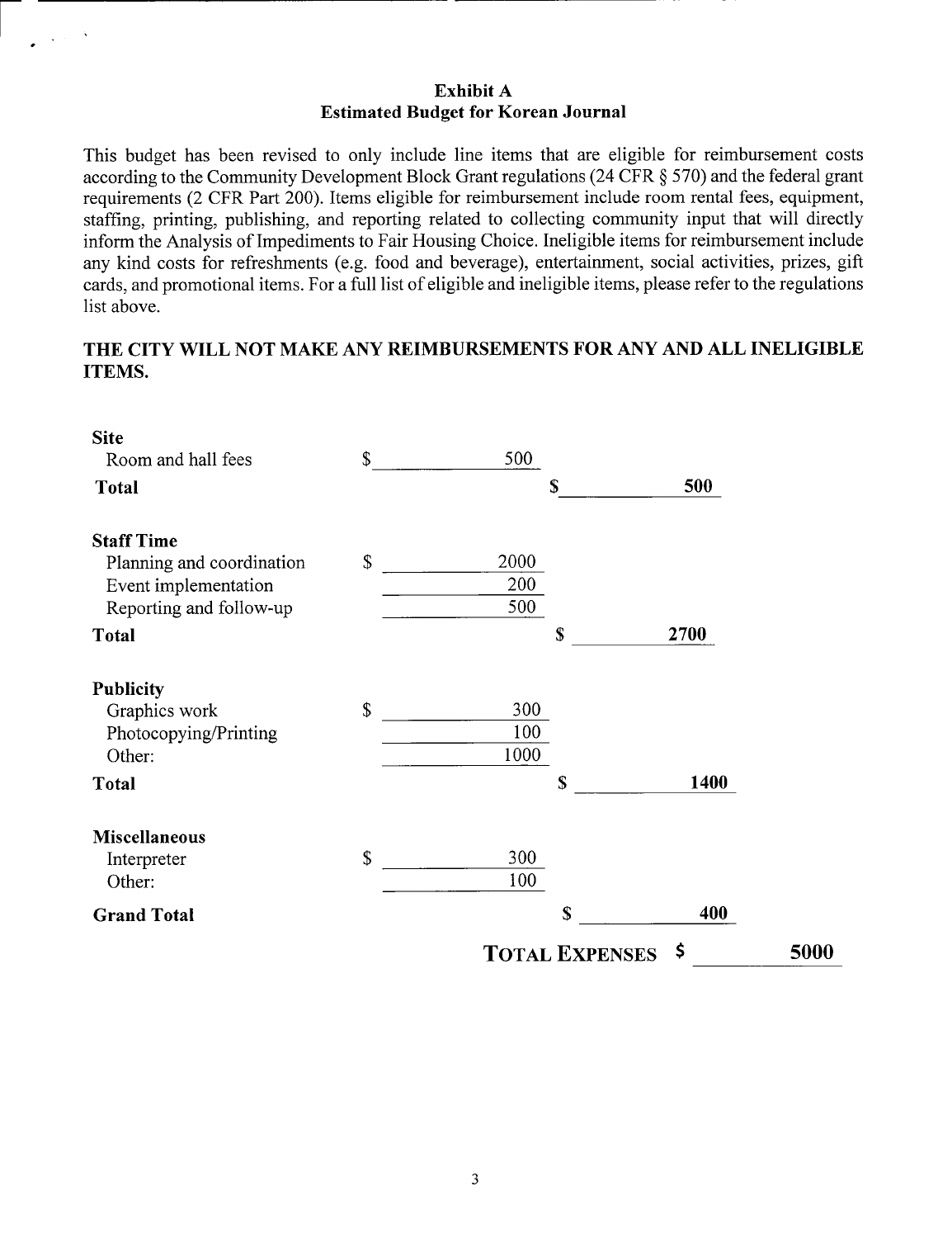**Exhibit A**
**Estimated Budget for Korean Journal**

This budget has been revised to only include line items that are eligible for reimbursement costs according to the Community Development Block Grant regulations (24 CFR § 570) and the federal grant requirements (2 CFR Part 200). Items eligible for reimbursement include room rental fees, equipment, staffing, printing, publishing, and reporting related to collecting community input that will directly inform the Analysis of Impediments to Fair Housing Choice. Ineligible items for reimbursement include any kind costs for refreshments (e.g. food and beverage), entertainment, social activities, prizes, gift cards, and promotional items. For a full list of eligible and ineligible items, please refer to the regulations list above.

**THE CITY WILL NOT MAKE ANY REIMBURSEMENTS FOR ANY AND ALL INELIGIBLE ITEMS.**

| | | | |
|---|---|---|---|
| **Site** | | | |
| Room and hall fees | $ 500 | | |
| **Total** | | **$ 500** | |
| **Staff Time** | | | |
| Planning and coordination | $ 2000 | | |
| Event implementation | 200 | | |
| Reporting and follow-up | 500 | | |
| **Total** | | **$ 2700** | |
| **Publicity** | | | |
| Graphics work | $ 300 | | |
| Photocopying/Printing | 100 | | |
| Other: | 1000 | | |
| **Total** | | **$ 1400** | |
| **Miscellaneous** | | | |
| Interpreter | $ 300 | | |
| Other: | 100 | | |
| **Grand Total** | | **$ 400** | |
| | | **TOTAL EXPENSES** | **$ 5000** |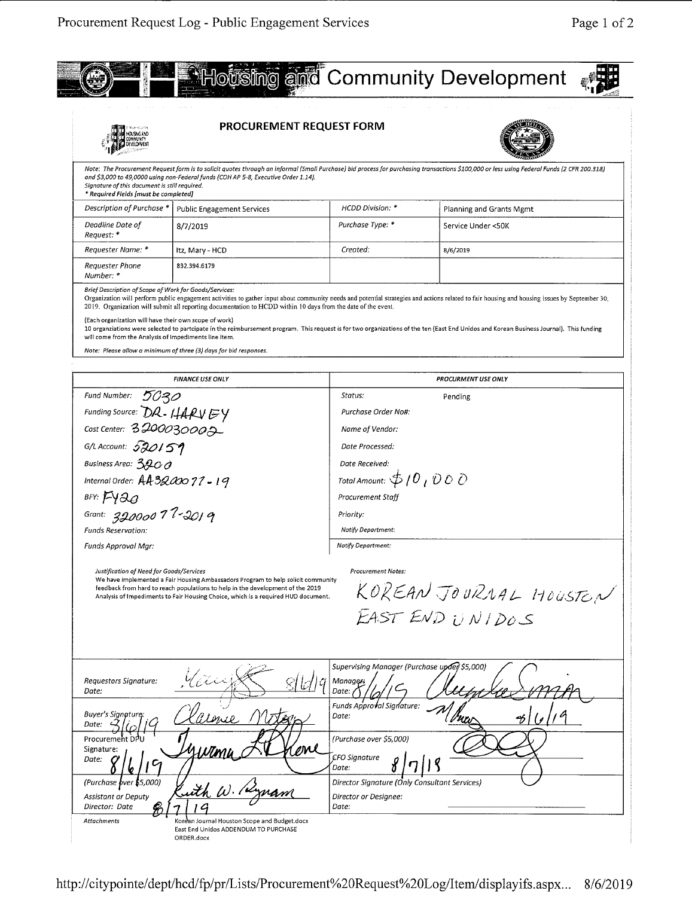# Housing and Community Development

## PROCUREMENT REQUEST FORM

*Note: The Procurement Request form is to solicit quotes through an informal (Small Purchase) bid process for purchasing transactions $100,000 or less using Federal Funds (2 CFR 200.318) and $3,000 to 49,0000 using non-Federal funds (COH AP 5-8, Executive Order 1.14).*
*Signature of this document is still required.*
*\* Required Fields [must be completed]*

| | | | |
|---|---|---|---|
| *Description of Purchase \** | Public Engagement Services | *HCDD Division: \** | Planning and Grants Mgmt |
| *Deadline Date of Request: \** | 8/7/2019 | *Purchase Type: \** | Service Under <50K |
| *Requester Name: \** | Itz, Mary - HCD | *Created:* | 8/6/2019 |
| *Requester Phone Number: \** | 832.394.6179 | | |

*Brief Description of Scope of Work for Goods/Services:*
Organization will perform public engagement activities to gather input about community needs and potential strategies and actions related to fair housing and housing issues by September 30, 2019. Organization will submit all reporting documentation to HCDD within 10 days from the date of the event.

(Each organization will have their own scope of work)
10 organziations were selected to partcipate in the reimbursement program. This request is for two organizations of the ten (East End Unidos and Korean Business Journal). This funding will come from the Analysis of Impediments line item.

*Note: Please allow a minimum of three (3) days for bid responses.*

| FINANCE USE ONLY | PROCURMENT USE ONLY |
|---|---|
| Fund Number: 5030 | Status: Pending |
| Funding Source: DR-HARVEY | Purchase Order No#: |
| Cost Center: 3200030002 | Name of Vendor: |
| G/L Account: 520159 | Date Processed: |
| Business Area: 3200 | Date Received: |
| Internal Order: AA3200077-19 | Total Amount: $10,000 |
| BFY: FY20 | Procurement Staff |
| Grant: 320000 77-2019 | Priority: |
| Funds Reservation: | Notify Department: |
| Funds Approval Mgr: | Notify Department: |

*Justification of Need for Goods/Services*
We have implemented a Fair Housing Ambassadors Program to help solicit community feedback from hard to reach populations to help in the development of the 2019 Analysis of Impediments to Fair Housing Choice, which is a required HUD document.

*Procurement Notes:*
KOREAN JOURNAL HOUSTON
EAST END UNIDOS

| | |
|---|---|
| Requestors Signature: [signature] Date: 8/6/19 | Supervising Manager (Purchase under $5,000) Manager: [signature] Date: 8/6/19 |
| Buyer's Signature: [signature] Date: 8/6/19 | Funds Approval Signature: [signature] Date: 8/6/19 |
| Procurement DPU Signature: [signature] Date: 8/6/19 | (Purchase over $5,000) CFO Signature [signature] Date: 8/7/19 |
| (Purchase over $5,000) Assistant or Deputy Director: [signature] Date: 8/7/19 | Director Signature (Only Consultant Services) Director or Designee: Date: |

Attachments: Korean Journal Houston Scope and Budget.docx
East End Unidos ADDENDUM TO PURCHASE ORDER.docx